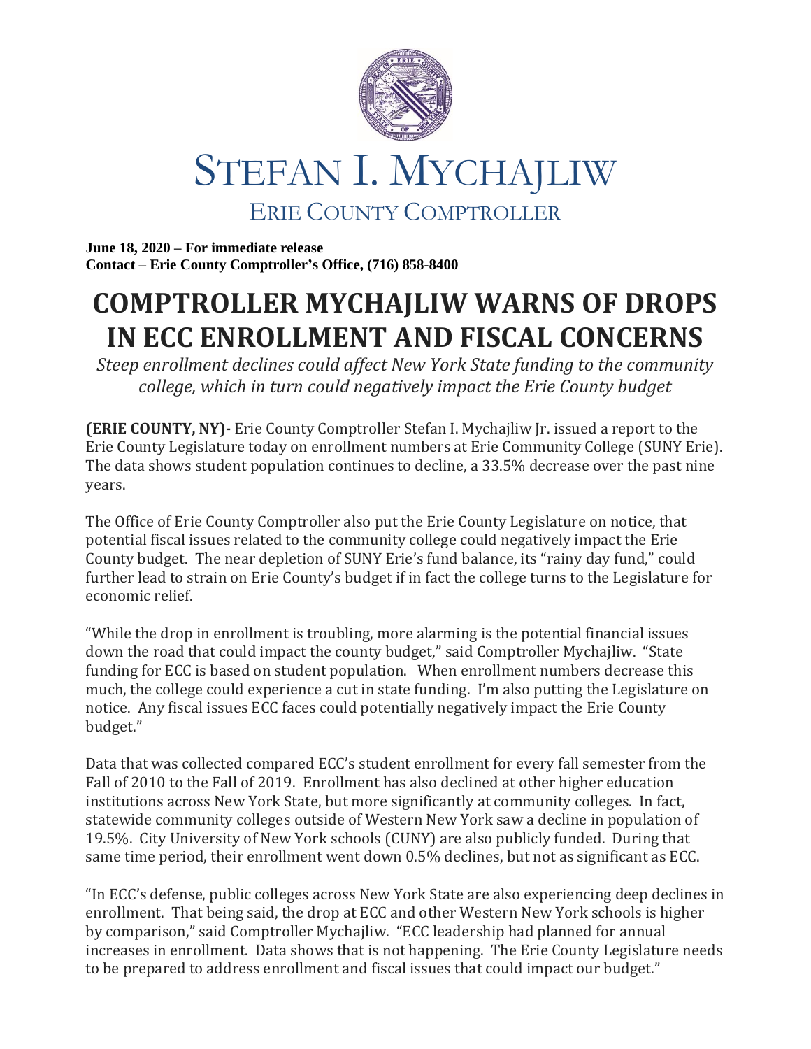# STEFAN I. MYCHAJLIW

## ERIE COUNTY COMPTROLLER

**June 18, 2020 – For immediate release**
**Contact – Erie County Comptroller's Office, (716) 858-8400**

# COMPTROLLER MYCHAJLIW WARNS OF DROPS IN ECC ENROLLMENT AND FISCAL CONCERNS

*Steep enrollment declines could affect New York State funding to the community college, which in turn could negatively impact the Erie County budget*

**(ERIE COUNTY, NY)-** Erie County Comptroller Stefan I. Mychajliw Jr. issued a report to the Erie County Legislature today on enrollment numbers at Erie Community College (SUNY Erie). The data shows student population continues to decline, a 33.5% decrease over the past nine years.

The Office of Erie County Comptroller also put the Erie County Legislature on notice, that potential fiscal issues related to the community college could negatively impact the Erie County budget. The near depletion of SUNY Erie's fund balance, its "rainy day fund," could further lead to strain on Erie County's budget if in fact the college turns to the Legislature for economic relief.

"While the drop in enrollment is troubling, more alarming is the potential financial issues down the road that could impact the county budget," said Comptroller Mychajliw. "State funding for ECC is based on student population. When enrollment numbers decrease this much, the college could experience a cut in state funding. I'm also putting the Legislature on notice. Any fiscal issues ECC faces could potentially negatively impact the Erie County budget."

Data that was collected compared ECC's student enrollment for every fall semester from the Fall of 2010 to the Fall of 2019. Enrollment has also declined at other higher education institutions across New York State, but more significantly at community colleges. In fact, statewide community colleges outside of Western New York saw a decline in population of 19.5%. City University of New York schools (CUNY) are also publicly funded. During that same time period, their enrollment went down 0.5% declines, but not as significant as ECC.

"In ECC's defense, public colleges across New York State are also experiencing deep declines in enrollment. That being said, the drop at ECC and other Western New York schools is higher by comparison," said Comptroller Mychajliw. "ECC leadership had planned for annual increases in enrollment. Data shows that is not happening. The Erie County Legislature needs to be prepared to address enrollment and fiscal issues that could impact our budget."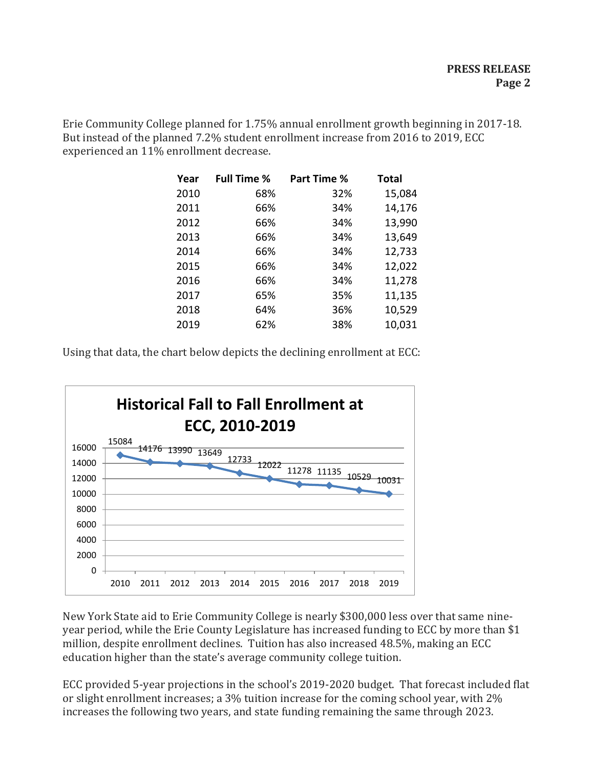Erie Community College planned for 1.75% annual enrollment growth beginning in 2017-18. But instead of the planned 7.2% student enrollment increase from 2016 to 2019, ECC experienced an 11% enrollment decrease.

| Year | Full Time % | Part Time % | Total |
|---|---|---|---|
| 2010 | 68% | 32% | 15,084 |
| 2011 | 66% | 34% | 14,176 |
| 2012 | 66% | 34% | 13,990 |
| 2013 | 66% | 34% | 13,649 |
| 2014 | 66% | 34% | 12,733 |
| 2015 | 66% | 34% | 12,022 |
| 2016 | 66% | 34% | 11,278 |
| 2017 | 65% | 35% | 11,135 |
| 2018 | 64% | 36% | 10,529 |
| 2019 | 62% | 38% | 10,031 |

Using that data, the chart below depicts the declining enrollment at ECC:

Historical Fall to Fall Enrollment at ECC, 2010-2019

15084
14176
13990
13649
12733
12022
11278
11135
10529
10031

16000
14000
12000
10000
8000
6000
4000
2000
0

2010 2011 2012 2013 2014 2015 2016 2017 2018 2019

New York State aid to Erie Community College is nearly $300,000 less over that same nine-year period, while the Erie County Legislature has increased funding to ECC by more than $1 million, despite enrollment declines. Tuition has also increased 48.5%, making an ECC education higher than the state's average community college tuition.

ECC provided 5-year projections in the school's 2019-2020 budget. That forecast included flat or slight enrollment increases; a 3% tuition increase for the coming school year, with 2% increases the following two years, and state funding remaining the same through 2023.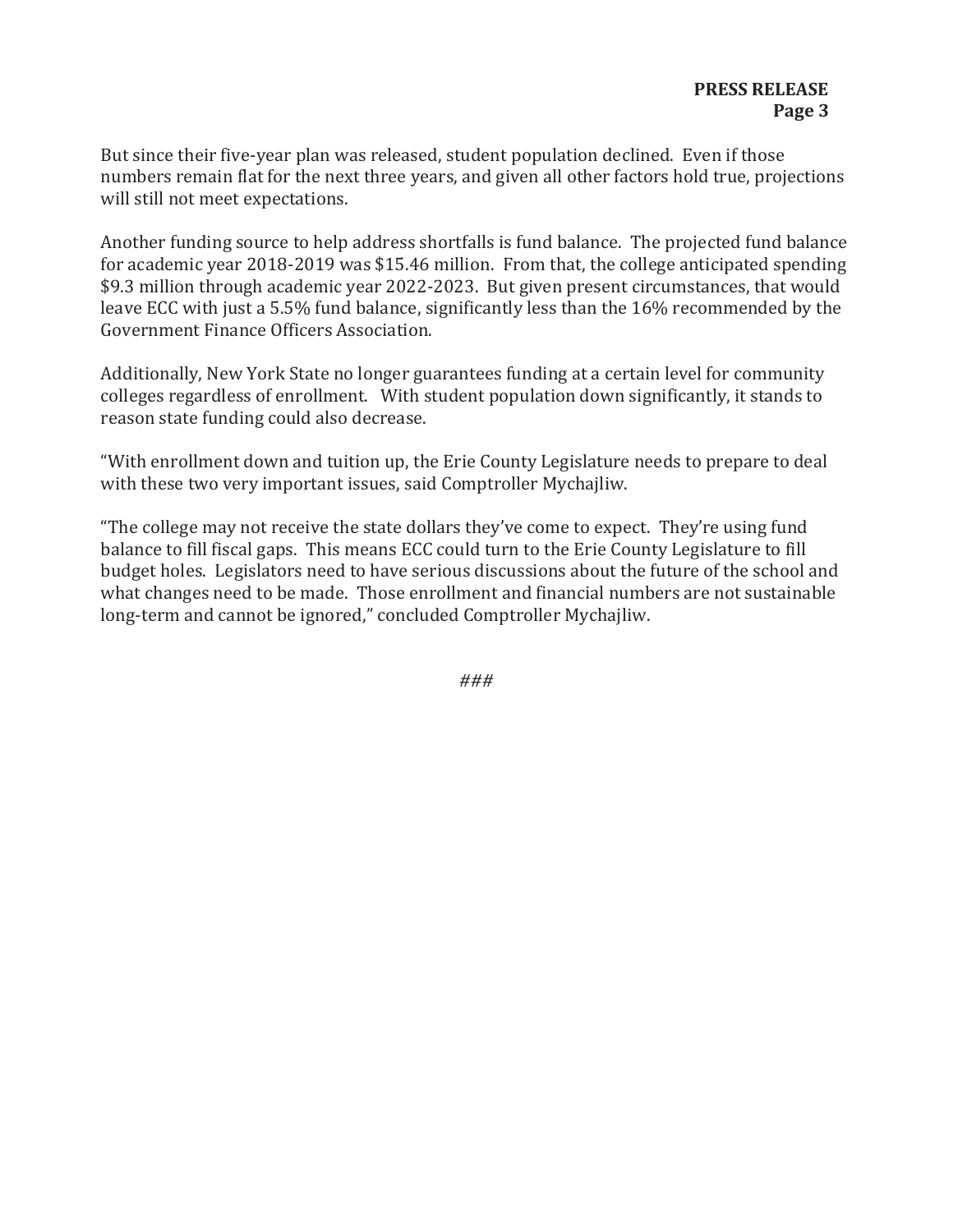But since their five-year plan was released, student population declined. Even if those numbers remain flat for the next three years, and given all other factors hold true, projections will still not meet expectations.

Another funding source to help address shortfalls is fund balance. The projected fund balance for academic year 2018-2019 was $15.46 million. From that, the college anticipated spending $9.3 million through academic year 2022-2023. But given present circumstances, that would leave ECC with just a 5.5% fund balance, significantly less than the 16% recommended by the Government Finance Officers Association.

Additionally, New York State no longer guarantees funding at a certain level for community colleges regardless of enrollment. With student population down significantly, it stands to reason state funding could also decrease.

"With enrollment down and tuition up, the Erie County Legislature needs to prepare to deal with these two very important issues, said Comptroller Mychajliw.

"The college may not receive the state dollars they've come to expect. They're using fund balance to fill fiscal gaps. This means ECC could turn to the Erie County Legislature to fill budget holes. Legislators need to have serious discussions about the future of the school and what changes need to be made. Those enrollment and financial numbers are not sustainable long-term and cannot be ignored," concluded Comptroller Mychajliw.

###